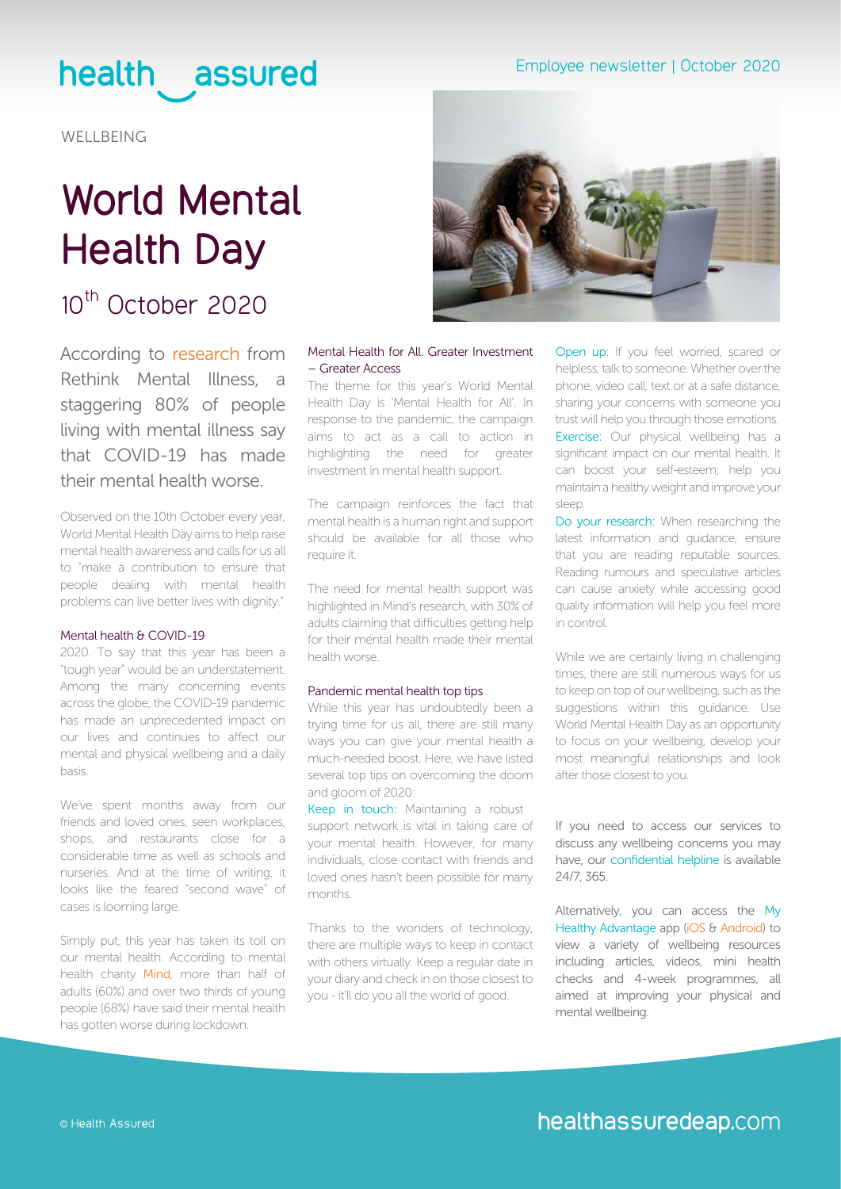health assured

Employee newsletter | October 2020

WELLBEING

# World Mental Health Day

## 10th October 2020

According to research from Rethink Mental Illness, a staggering 80% of people living with mental illness say that COVID-19 has made their mental health worse.

Observed on the 10th October every year, World Mental Health Day aims to help raise mental health awareness and calls for us all to "make a contribution to ensure that people dealing with mental health problems can live better lives with dignity."

### Mental health & COVID-19

2020. To say that this year has been a "tough year" would be an understatement. Among the many concerning events across the globe, the COVID-19 pandemic has made an unprecedented impact on our lives and continues to affect our mental and physical wellbeing and a daily basis.

We've spent months away from our friends and loved ones, seen workplaces, shops, and restaurants close for a considerable time as well as schools and nurseries. And at the time of writing, it looks like the feared "second wave" of cases is looming large.

Simply put, this year has taken its toll on our mental health. According to mental health charity Mind, more than half of adults (60%) and over two thirds of young people (68%) have said their mental health has gotten worse during lockdown.

### Mental Health for All. Greater Investment – Greater Access

The theme for this year's World Mental Health Day is 'Mental Health for All'. In response to the pandemic, the campaign aims to act as a call to action in highlighting the need for greater investment in mental health support.

The campaign reinforces the fact that mental health is a human right and support should be available for all those who require it.

The need for mental health support was highlighted in Mind's research, with 30% of adults claiming that difficulties getting help for their mental health made their mental health worse.

### Pandemic mental health top tips

While this year has undoubtedly been a trying time for us all, there are still many ways you can give your mental health a much-needed boost. Here, we have listed several top tips on overcoming the doom and gloom of 2020:

Keep in touch: Maintaining a robust support network is vital in taking care of your mental health. However, for many individuals, close contact with friends and loved ones hasn't been possible for many months.

Thanks to the wonders of technology, there are multiple ways to keep in contact with others virtually. Keep a regular date in your diary and check in on those closest to you - it'll do you all the world of good.

Open up: If you feel worried, scared or helpless, talk to someone. Whether over the phone, video call, text or at a safe distance, sharing your concerns with someone you trust will help you through those emotions.

Exercise: Our physical wellbeing has a significant impact on our mental health. It can boost your self-esteem; help you maintain a healthy weight and improve your sleep.

Do your research: When researching the latest information and guidance, ensure that you are reading reputable sources. Reading rumours and speculative articles can cause anxiety while accessing good quality information will help you feel more in control.

While we are certainly living in challenging times, there are still numerous ways for us to keep on top of our wellbeing, such as the suggestions within this guidance. Use World Mental Health Day as an opportunity to focus on your wellbeing, develop your most meaningful relationships and look after those closest to you.

If you need to access our services to discuss any wellbeing concerns you may have, our confidential helpline is available 24/7, 365.

Alternatively, you can access the My Healthy Advantage app (iOS & Android) to view a variety of wellbeing resources including articles, videos, mini health checks and 4-week programmes, all aimed at improving your physical and mental wellbeing.

© Health Assured

healthassuredeap.com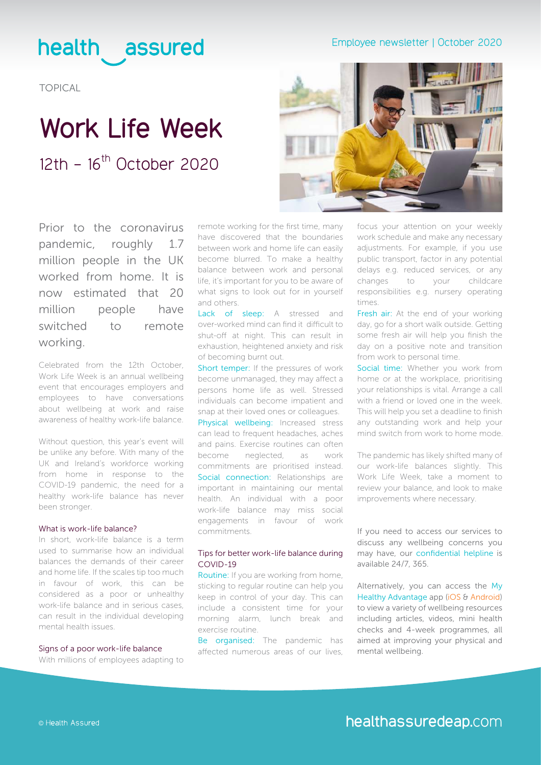TOPICAL

# Work Life Week

## 12th – 16th October 2020

Prior to the coronavirus pandemic, roughly 1.7 million people in the UK worked from home. It is now estimated that 20 million people have switched to remote working.

Celebrated from the 12th October, Work Life Week is an annual wellbeing event that encourages employers and employees to have conversations about wellbeing at work and raise awareness of healthy work-life balance.

Without question, this year's event will be unlike any before. With many of the UK and Ireland's workforce working from home in response to the COVID-19 pandemic, the need for a healthy work-life balance has never been stronger.

### What is work-life balance?

In short, work-life balance is a term used to summarise how an individual balances the demands of their career and home life. If the scales tip too much in favour of work, this can be considered as a poor or unhealthy work-life balance and in serious cases, can result in the individual developing mental health issues.

### Signs of a poor work-life balance

With millions of employees adapting to remote working for the first time, many have discovered that the boundaries between work and home life can easily become blurred. To make a healthy balance between work and personal life, it's important for you to be aware of what signs to look out for in yourself and others.

Lack of sleep: A stressed and over-worked mind can find it difficult to shut-off at night. This can result in exhaustion, heightened anxiety and risk of becoming burnt out.

Short temper: If the pressures of work become unmanaged, they may affect a persons home life as well. Stressed individuals can become impatient and snap at their loved ones or colleagues.

Physical wellbeing: Increased stress can lead to frequent headaches, aches and pains. Exercise routines can often become neglected, as work commitments are prioritised instead.

Social connection: Relationships are important in maintaining our mental health. An individual with a poor work-life balance may miss social engagements in favour of work commitments.

### Tips for better work-life balance during COVID-19

Routine: If you are working from home, sticking to regular routine can help you keep in control of your day. This can include a consistent time for your morning alarm, lunch break and exercise routine.

Be organised: The pandemic has affected numerous areas of our lives, focus your attention on your weekly work schedule and make any necessary adjustments. For example, if you use public transport, factor in any potential delays e.g. reduced services, or any changes to your childcare responsibilities e.g. nursery operating times.

Fresh air: At the end of your working day, go for a short walk outside. Getting some fresh air will help you finish the day on a positive note and transition from work to personal time.

Social time: Whether you work from home or at the workplace, prioritising your relationships is vital. Arrange a call with a friend or loved one in the week. This will help you set a deadline to finish any outstanding work and help your mind switch from work to home mode.

The pandemic has likely shifted many of our work-life balances slightly. This Work Life Week, take a moment to review your balance, and look to make improvements where necessary.

If you need to access our services to discuss any wellbeing concerns you may have, our confidential helpline is available 24/7, 365.

Alternatively, you can access the My Healthy Advantage app (iOS & Android) to view a variety of wellbeing resources including articles, videos, mini health checks and 4-week programmes, all aimed at improving your physical and mental wellbeing.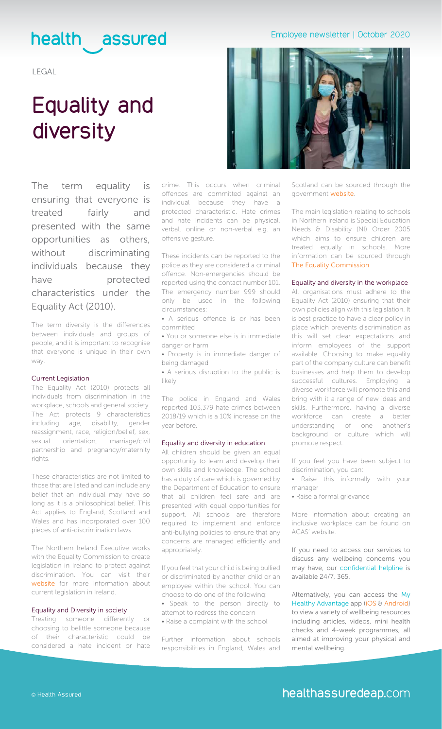LEGAL

# Equality and diversity

The term equality is ensuring that everyone is treated fairly and presented with the same opportunities as others, without discriminating individuals because they have protected characteristics under the Equality Act (2010).

The term diversity is the differences between individuals and groups of people, and it is important to recognise that everyone is unique in their own way.

## Current Legislation

The Equality Act (2010) protects all individuals from discrimination in the workplace, schools and general society. The Act protects 9 characteristics including age, disability, gender reassignment, race, religion/belief, sex, sexual orientation, marriage/civil partnership and pregnancy/maternity rights.

These characteristics are not limited to those that are listed and can include any belief that an individual may have so long as it is a philosophical belief. This Act applies to England, Scotland and Wales and has incorporated over 100 pieces of anti-discrimination laws.

The Northern Ireland Executive works with the Equality Commission to create legislation in Ireland to protect against discrimination. You can visit their website for more information about current legislation in Ireland.

## Equality and Diversity in society

Treating someone differently or choosing to belittle someone because of their characteristic could be considered a hate incident or hate crime. This occurs when criminal offences are committed against an individual because they have a protected characteristic. Hate crimes and hate incidents can be physical, verbal, online or non-verbal e.g. an offensive gesture.

These incidents can be reported to the police as they are considered a criminal offence. Non-emergencies should be reported using the contact number 101. The emergency number 999 should only be used in the following circumstances:

- A serious offence is or has been committed
- You or someone else is in immediate danger or harm
- Property is in immediate danger of being damaged
- A serious disruption to the public is likely

The police in England and Wales reported 103,379 hate crimes between 2018/19 which is a 10% increase on the year before.

## Equality and diversity in education

All children should be given an equal opportunity to learn and develop their own skills and knowledge. The school has a duty of care which is governed by the Department of Education to ensure that all children feel safe and are presented with equal opportunities for support. All schools are therefore required to implement and enforce anti-bullying policies to ensure that any concerns are managed efficiently and appropriately.

If you feel that your child is being bullied or discriminated by another child or an employee within the school. You can choose to do one of the following:

- Speak to the person directly to attempt to redress the concern
- Raise a complaint with the school

Further information about schools responsibilities in England, Wales and Scotland can be sourced through the government website.

The main legislation relating to schools in Northern Ireland is Special Education Needs & Disability (NI) Order 2005 which aims to ensure children are treated equally in schools. More information can be sourced through The Equality Commission.

## Equality and diversity in the workplace

All organisations must adhere to the Equality Act (2010) ensuring that their own policies align with this legislation. It is best practice to have a clear policy in place which prevents discrimination as this will set clear expectations and inform employees of the support available. Choosing to make equality part of the company culture can benefit businesses and help them to develop successful cultures. Employing a diverse workforce will promote this and bring with it a range of new ideas and skills. Furthermore, having a diverse workforce can create a better understanding of one another's background or culture which will promote respect.

If you feel you have been subject to discrimination, you can:

- Raise this informally with your manager
- Raise a formal grievance

More information about creating an inclusive workplace can be found on ACAS' website.

If you need to access our services to discuss any wellbeing concerns you may have, our confidential helpline is available 24/7, 365.

Alternatively, you can access the My Healthy Advantage app (iOS & Android) to view a variety of wellbeing resources including articles, videos, mini health checks and 4-week programmes, all aimed at improving your physical and mental wellbeing.